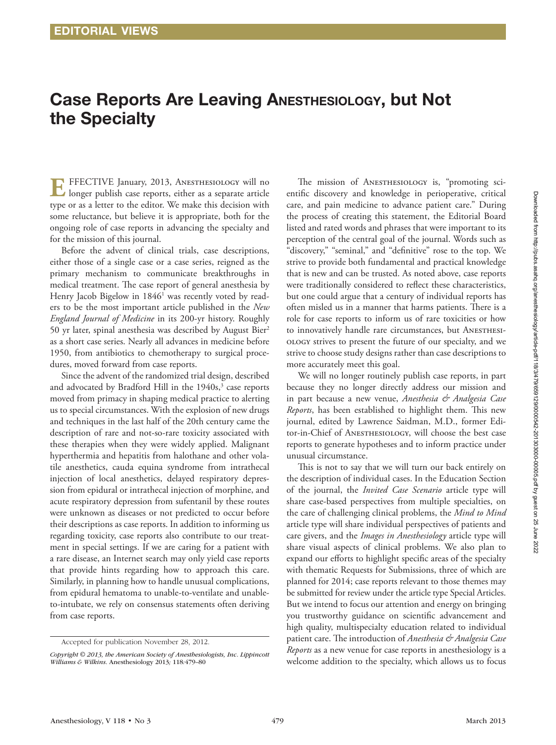EDITORIAL VIEWS

# Case Reports Are Leaving Anesthesiology, but Not the Specialty

EFFECTIVE January, 2013, Anesthesiology will no longer publish case reports, either as a separate article type or as a letter to the editor. We make this decision with some reluctance, but believe it is appropriate, both for the ongoing role of case reports in advancing the specialty and for the mission of this journal.

Before the advent of clinical trials, case descriptions, either those of a single case or a case series, reigned as the primary mechanism to communicate breakthroughs in medical treatment. The case report of general anesthesia by Henry Jacob Bigelow in 1846[1] was recently voted by readers to be the most important article published in the *New England Journal of Medicine* in its 200-yr history. Roughly 50 yr later, spinal anesthesia was described by August Bier[2] as a short case series. Nearly all advances in medicine before 1950, from antibiotics to chemotherapy to surgical procedures, moved forward from case reports.

Since the advent of the randomized trial design, described and advocated by Bradford Hill in the 1940s,[3] case reports moved from primacy in shaping medical practice to alerting us to special circumstances. With the explosion of new drugs and techniques in the last half of the 20th century came the description of rare and not-so-rare toxicity associated with these therapies when they were widely applied. Malignant hyperthermia and hepatitis from halothane and other volatile anesthetics, cauda equina syndrome from intrathecal injection of local anesthetics, delayed respiratory depression from epidural or intrathecal injection of morphine, and acute respiratory depression from sufentanil by these routes were unknown as diseases or not predicted to occur before their descriptions as case reports. In addition to informing us regarding toxicity, case reports also contribute to our treatment in special settings. If we are caring for a patient with a rare disease, an Internet search may only yield case reports that provide hints regarding how to approach this care. Similarly, in planning how to handle unusual complications, from epidural hematoma to unable-to-ventilate and unable-to-intubate, we rely on consensus statements often deriving from case reports.

The mission of Anesthesiology is, "promoting scientific discovery and knowledge in perioperative, critical care, and pain medicine to advance patient care." During the process of creating this statement, the Editorial Board listed and rated words and phrases that were important to its perception of the central goal of the journal. Words such as "discovery," "seminal," and "definitive" rose to the top. We strive to provide both fundamental and practical knowledge that is new and can be trusted. As noted above, case reports were traditionally considered to reflect these characteristics, but one could argue that a century of individual reports has often misled us in a manner that harms patients. There is a role for case reports to inform us of rare toxicities or how to innovatively handle rare circumstances, but Anesthesiology strives to present the future of our specialty, and we strive to choose study designs rather than case descriptions to more accurately meet this goal.

We will no longer routinely publish case reports, in part because they no longer directly address our mission and in part because a new venue, *Anesthesia & Analgesia Case Reports*, has been established to highlight them. This new journal, edited by Lawrence Saidman, M.D., former Editor-in-Chief of Anesthesiology, will choose the best case reports to generate hypotheses and to inform practice under unusual circumstance.

This is not to say that we will turn our back entirely on the description of individual cases. In the Education Section of the journal, the *Invited Case Scenario* article type will share case-based perspectives from multiple specialties, on the care of challenging clinical problems, the *Mind to Mind* article type will share individual perspectives of patients and care givers, and the *Images in Anesthesiology* article type will share visual aspects of clinical problems. We also plan to expand our efforts to highlight specific areas of the specialty with thematic Requests for Submissions, three of which are planned for 2014; case reports relevant to those themes may be submitted for review under the article type Special Articles. But we intend to focus our attention and energy on bringing you trustworthy guidance on scientific advancement and high quality, multispecialty education related to individual patient care. The introduction of *Anesthesia & Analgesia Case Reports* as a new venue for case reports in anesthesiology is a welcome addition to the specialty, which allows us to focus

Accepted for publication November 28, 2012.

*Copyright © 2013, the American Society of Anesthesiologists, Inc. Lippincott Williams & Wilkins.* Anesthesiology 2013; 118:479–80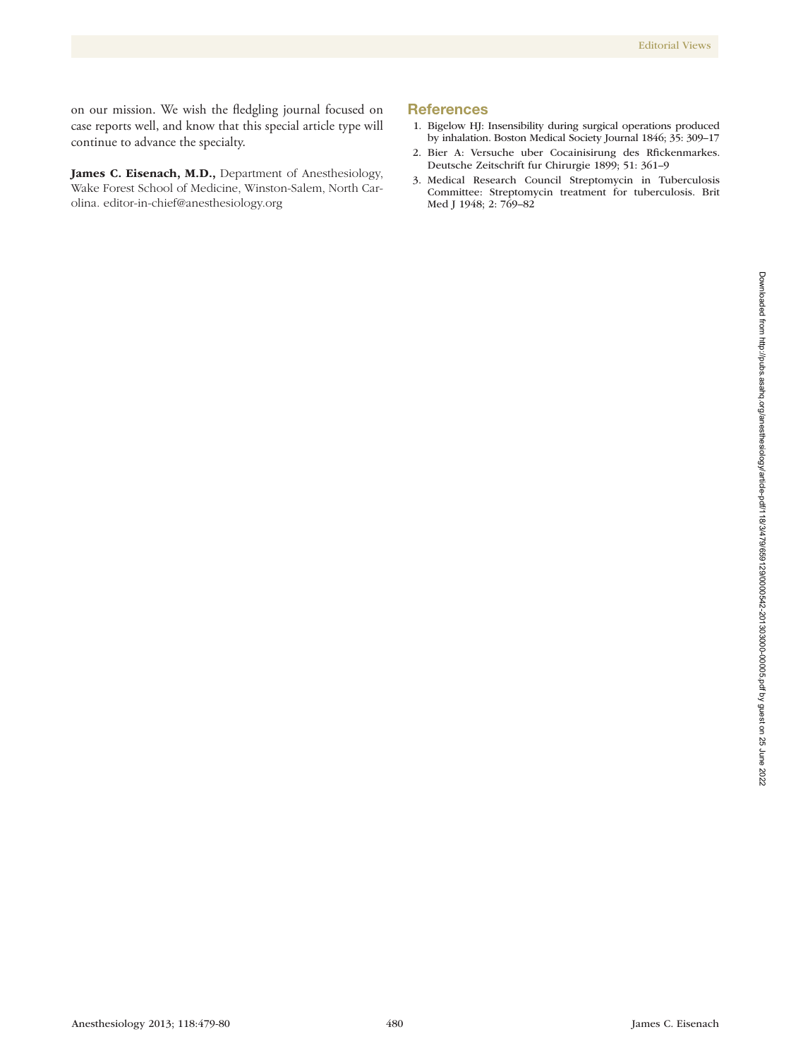on our mission. We wish the fledgling journal focused on case reports well, and know that this special article type will continue to advance the specialty.

**James C. Eisenach, M.D.,** Department of Anesthesiology, Wake Forest School of Medicine, Winston-Salem, North Carolina. editor-in-chief@anesthesiology.org

## References

1. Bigelow HJ: Insensibility during surgical operations produced by inhalation. Boston Medical Society Journal 1846; 35: 309–17
2. Bier A: Versuche uber Cocainisirung des Rfickenmarkes. Deutsche Zeitschrift fur Chirurgie 1899; 51: 361–9
3. Medical Research Council Streptomycin in Tuberculosis Committee: Streptomycin treatment for tuberculosis. Brit Med J 1948; 2: 769–82